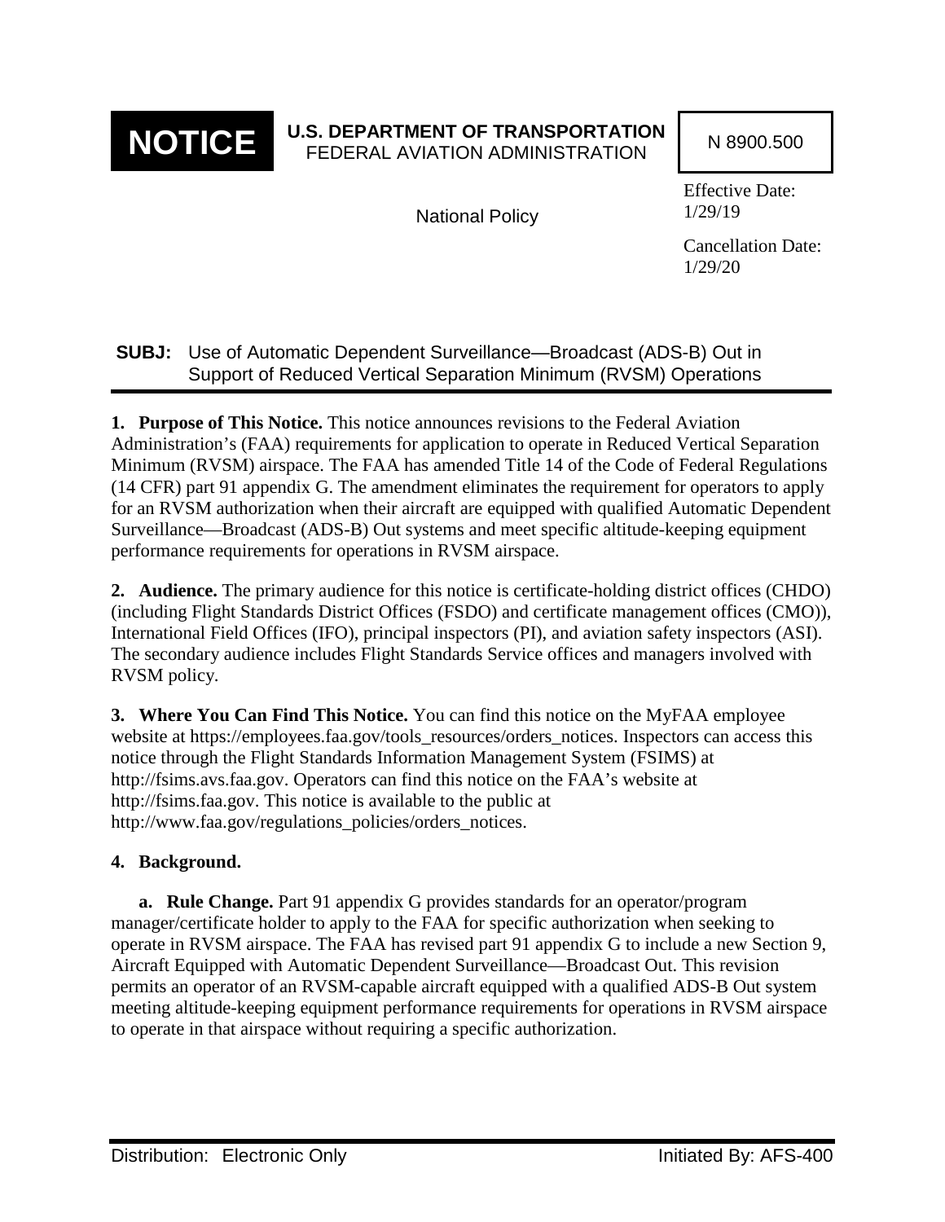**NOTICE**

**U.S. DEPARTMENT OF TRANSPORTATION**
FEDERAL AVIATION ADMINISTRATION

National Policy

N 8900.500

Effective Date: 1/29/19

Cancellation Date: 1/29/20

**SUBJ:** Use of Automatic Dependent Surveillance—Broadcast (ADS-B) Out in Support of Reduced Vertical Separation Minimum (RVSM) Operations

**1. Purpose of This Notice.** This notice announces revisions to the Federal Aviation Administration's (FAA) requirements for application to operate in Reduced Vertical Separation Minimum (RVSM) airspace. The FAA has amended Title 14 of the Code of Federal Regulations (14 CFR) part 91 appendix G. The amendment eliminates the requirement for operators to apply for an RVSM authorization when their aircraft are equipped with qualified Automatic Dependent Surveillance—Broadcast (ADS-B) Out systems and meet specific altitude-keeping equipment performance requirements for operations in RVSM airspace.

**2. Audience.** The primary audience for this notice is certificate-holding district offices (CHDO) (including Flight Standards District Offices (FSDO) and certificate management offices (CMO)), International Field Offices (IFO), principal inspectors (PI), and aviation safety inspectors (ASI). The secondary audience includes Flight Standards Service offices and managers involved with RVSM policy.

**3. Where You Can Find This Notice.** You can find this notice on the MyFAA employee website at https://employees.faa.gov/tools_resources/orders_notices. Inspectors can access this notice through the Flight Standards Information Management System (FSIMS) at http://fsims.avs.faa.gov. Operators can find this notice on the FAA's website at http://fsims.faa.gov. This notice is available to the public at http://www.faa.gov/regulations_policies/orders_notices.

**4. Background.**

**a. Rule Change.** Part 91 appendix G provides standards for an operator/program manager/certificate holder to apply to the FAA for specific authorization when seeking to operate in RVSM airspace. The FAA has revised part 91 appendix G to include a new Section 9, Aircraft Equipped with Automatic Dependent Surveillance—Broadcast Out. This revision permits an operator of an RVSM-capable aircraft equipped with a qualified ADS-B Out system meeting altitude-keeping equipment performance requirements for operations in RVSM airspace to operate in that airspace without requiring a specific authorization.

Distribution: Electronic Only

Initiated By: AFS-400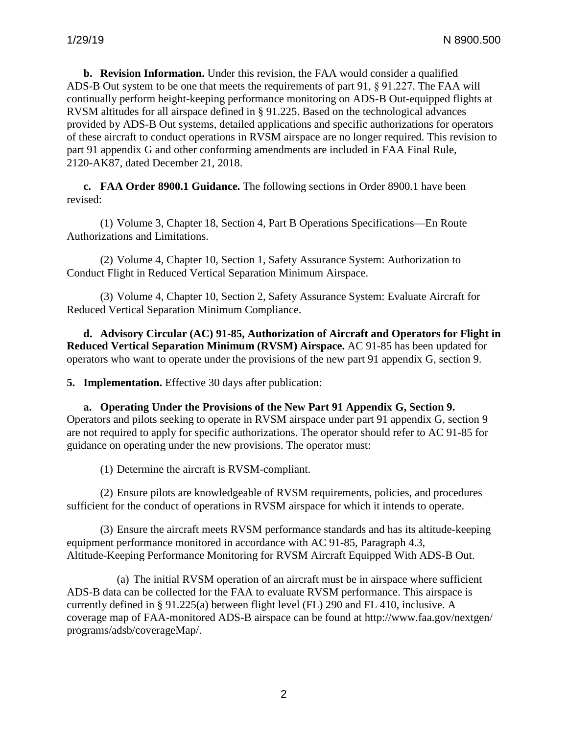**b. Revision Information.** Under this revision, the FAA would consider a qualified ADS-B Out system to be one that meets the requirements of part 91, § 91.227. The FAA will continually perform height-keeping performance monitoring on ADS-B Out-equipped flights at RVSM altitudes for all airspace defined in § 91.225. Based on the technological advances provided by ADS-B Out systems, detailed applications and specific authorizations for operators of these aircraft to conduct operations in RVSM airspace are no longer required. This revision to part 91 appendix G and other conforming amendments are included in FAA Final Rule, 2120-AK87, dated December 21, 2018.

**c. FAA Order 8900.1 Guidance.** The following sections in Order 8900.1 have been revised:

(1) Volume 3, Chapter 18, Section 4, Part B Operations Specifications—En Route Authorizations and Limitations.

(2) Volume 4, Chapter 10, Section 1, Safety Assurance System: Authorization to Conduct Flight in Reduced Vertical Separation Minimum Airspace.

(3) Volume 4, Chapter 10, Section 2, Safety Assurance System: Evaluate Aircraft for Reduced Vertical Separation Minimum Compliance.

**d. Advisory Circular (AC) 91-85, Authorization of Aircraft and Operators for Flight in Reduced Vertical Separation Minimum (RVSM) Airspace.** AC 91-85 has been updated for operators who want to operate under the provisions of the new part 91 appendix G, section 9.

**5. Implementation.** Effective 30 days after publication:

**a. Operating Under the Provisions of the New Part 91 Appendix G, Section 9.** Operators and pilots seeking to operate in RVSM airspace under part 91 appendix G, section 9 are not required to apply for specific authorizations. The operator should refer to AC 91-85 for guidance on operating under the new provisions. The operator must:

(1) Determine the aircraft is RVSM-compliant.

(2) Ensure pilots are knowledgeable of RVSM requirements, policies, and procedures sufficient for the conduct of operations in RVSM airspace for which it intends to operate.

(3) Ensure the aircraft meets RVSM performance standards and has its altitude-keeping equipment performance monitored in accordance with AC 91-85, Paragraph 4.3, Altitude-Keeping Performance Monitoring for RVSM Aircraft Equipped With ADS-B Out.

(a) The initial RVSM operation of an aircraft must be in airspace where sufficient ADS-B data can be collected for the FAA to evaluate RVSM performance. This airspace is currently defined in § 91.225(a) between flight level (FL) 290 and FL 410, inclusive. A coverage map of FAA-monitored ADS-B airspace can be found at http://www.faa.gov/nextgen/programs/adsb/coverageMap/.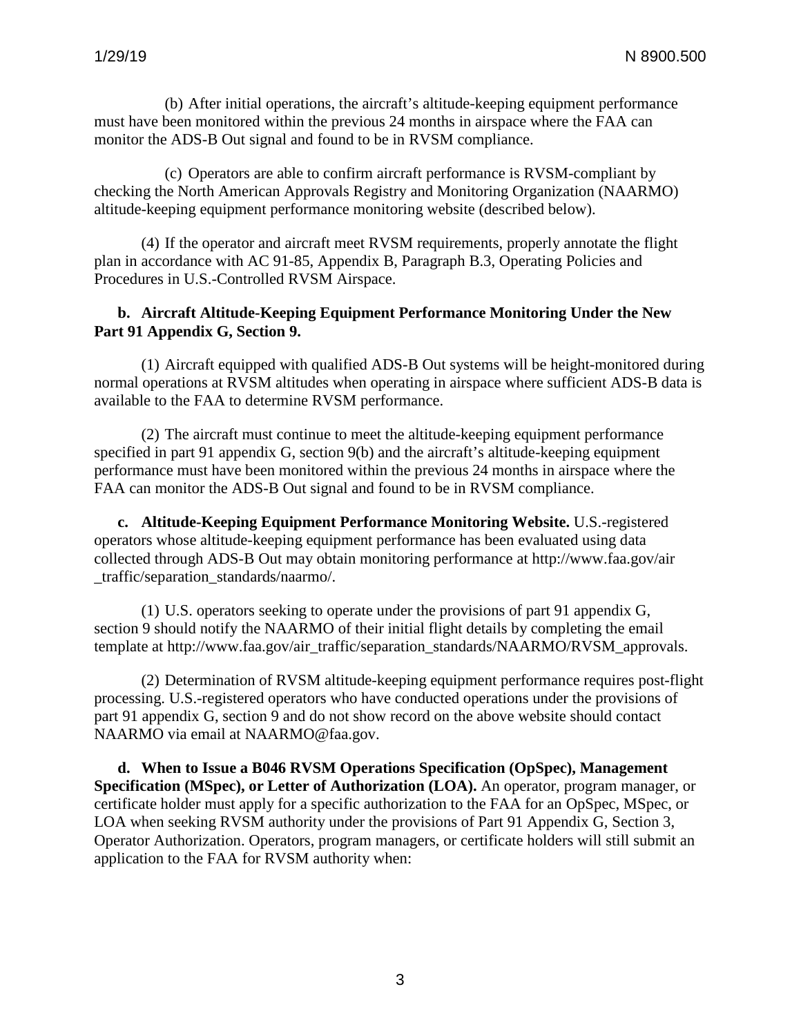(b) After initial operations, the aircraft's altitude-keeping equipment performance must have been monitored within the previous 24 months in airspace where the FAA can monitor the ADS-B Out signal and found to be in RVSM compliance.

(c) Operators are able to confirm aircraft performance is RVSM-compliant by checking the North American Approvals Registry and Monitoring Organization (NAARMO) altitude-keeping equipment performance monitoring website (described below).

(4) If the operator and aircraft meet RVSM requirements, properly annotate the flight plan in accordance with AC 91-85, Appendix B, Paragraph B.3, Operating Policies and Procedures in U.S.-Controlled RVSM Airspace.

**b. Aircraft Altitude-Keeping Equipment Performance Monitoring Under the New Part 91 Appendix G, Section 9.**

(1) Aircraft equipped with qualified ADS-B Out systems will be height-monitored during normal operations at RVSM altitudes when operating in airspace where sufficient ADS-B data is available to the FAA to determine RVSM performance.

(2) The aircraft must continue to meet the altitude-keeping equipment performance specified in part 91 appendix G, section 9(b) and the aircraft's altitude-keeping equipment performance must have been monitored within the previous 24 months in airspace where the FAA can monitor the ADS-B Out signal and found to be in RVSM compliance.

**c. Altitude-Keeping Equipment Performance Monitoring Website.** U.S.-registered operators whose altitude-keeping equipment performance has been evaluated using data collected through ADS-B Out may obtain monitoring performance at http://www.faa.gov/air_traffic/separation_standards/naarmo/.

(1) U.S. operators seeking to operate under the provisions of part 91 appendix G, section 9 should notify the NAARMO of their initial flight details by completing the email template at http://www.faa.gov/air_traffic/separation_standards/NAARMO/RVSM_approvals.

(2) Determination of RVSM altitude-keeping equipment performance requires post-flight processing. U.S.-registered operators who have conducted operations under the provisions of part 91 appendix G, section 9 and do not show record on the above website should contact NAARMO via email at NAARMO@faa.gov.

**d. When to Issue a B046 RVSM Operations Specification (OpSpec), Management Specification (MSpec), or Letter of Authorization (LOA).** An operator, program manager, or certificate holder must apply for a specific authorization to the FAA for an OpSpec, MSpec, or LOA when seeking RVSM authority under the provisions of Part 91 Appendix G, Section 3, Operator Authorization. Operators, program managers, or certificate holders will still submit an application to the FAA for RVSM authority when: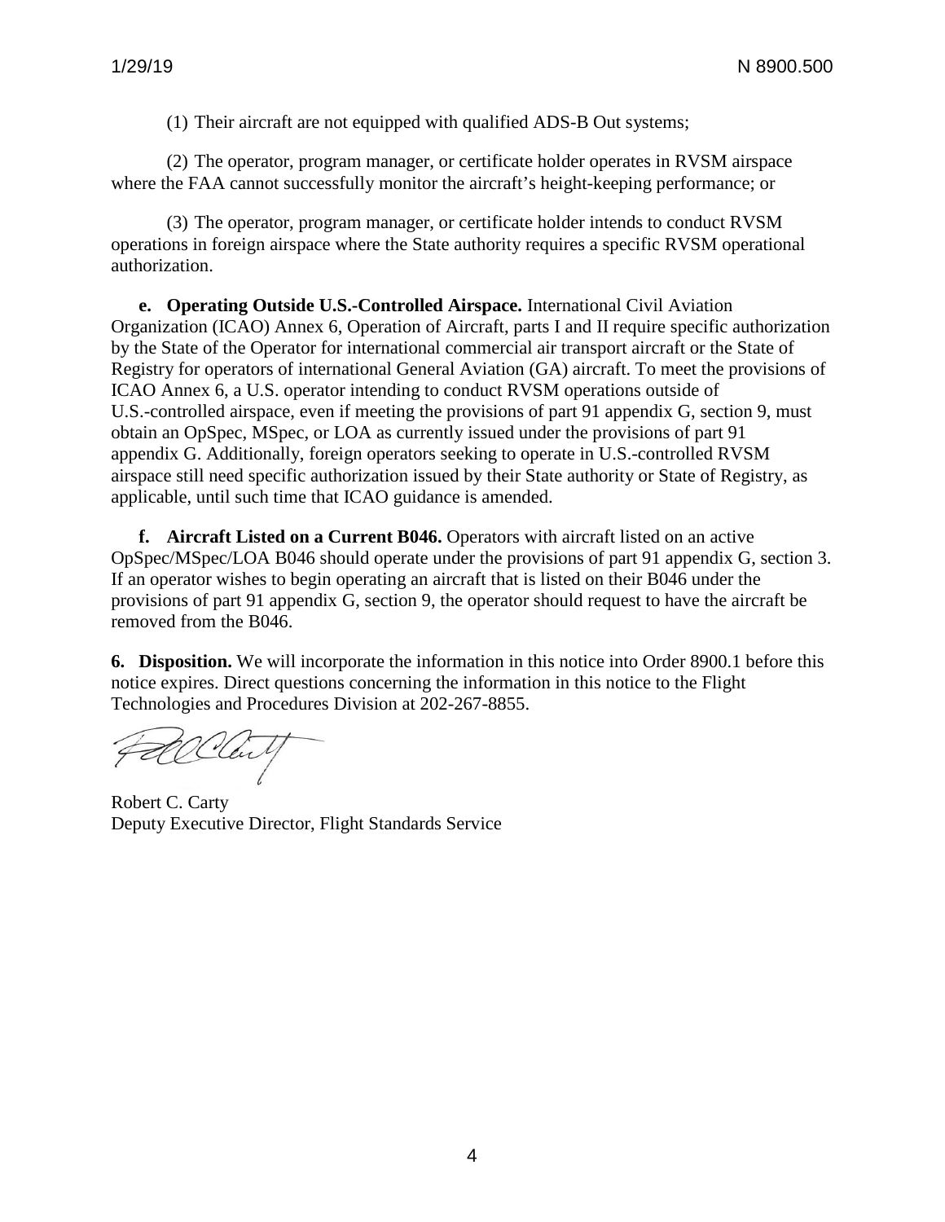(1) Their aircraft are not equipped with qualified ADS-B Out systems;

(2) The operator, program manager, or certificate holder operates in RVSM airspace where the FAA cannot successfully monitor the aircraft's height-keeping performance; or

(3) The operator, program manager, or certificate holder intends to conduct RVSM operations in foreign airspace where the State authority requires a specific RVSM operational authorization.

**e. Operating Outside U.S.-Controlled Airspace.** International Civil Aviation Organization (ICAO) Annex 6, Operation of Aircraft, parts I and II require specific authorization by the State of the Operator for international commercial air transport aircraft or the State of Registry for operators of international General Aviation (GA) aircraft. To meet the provisions of ICAO Annex 6, a U.S. operator intending to conduct RVSM operations outside of U.S.-controlled airspace, even if meeting the provisions of part 91 appendix G, section 9, must obtain an OpSpec, MSpec, or LOA as currently issued under the provisions of part 91 appendix G. Additionally, foreign operators seeking to operate in U.S.-controlled RVSM airspace still need specific authorization issued by their State authority or State of Registry, as applicable, until such time that ICAO guidance is amended.

**f. Aircraft Listed on a Current B046.** Operators with aircraft listed on an active OpSpec/MSpec/LOA B046 should operate under the provisions of part 91 appendix G, section 3. If an operator wishes to begin operating an aircraft that is listed on their B046 under the provisions of part 91 appendix G, section 9, the operator should request to have the aircraft be removed from the B046.

**6. Disposition.** We will incorporate the information in this notice into Order 8900.1 before this notice expires. Direct questions concerning the information in this notice to the Flight Technologies and Procedures Division at 202-267-8855.

Robert C. Carty
Deputy Executive Director, Flight Standards Service